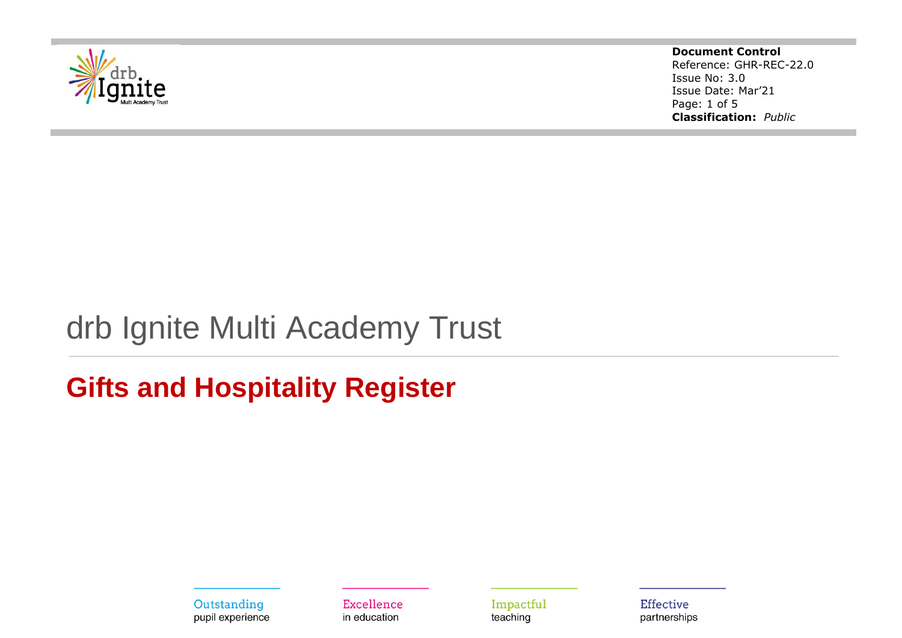**Document Control**
Reference: GHR-REC-22.0
Issue No: 3.0
Issue Date: Mar'21
**Classification:** *Public*

# drb Ignite Multi Academy Trust

## Gifts and Hospitality Register

Outstanding pupil experience

Excellence in education

Impactful teaching

Effective partnerships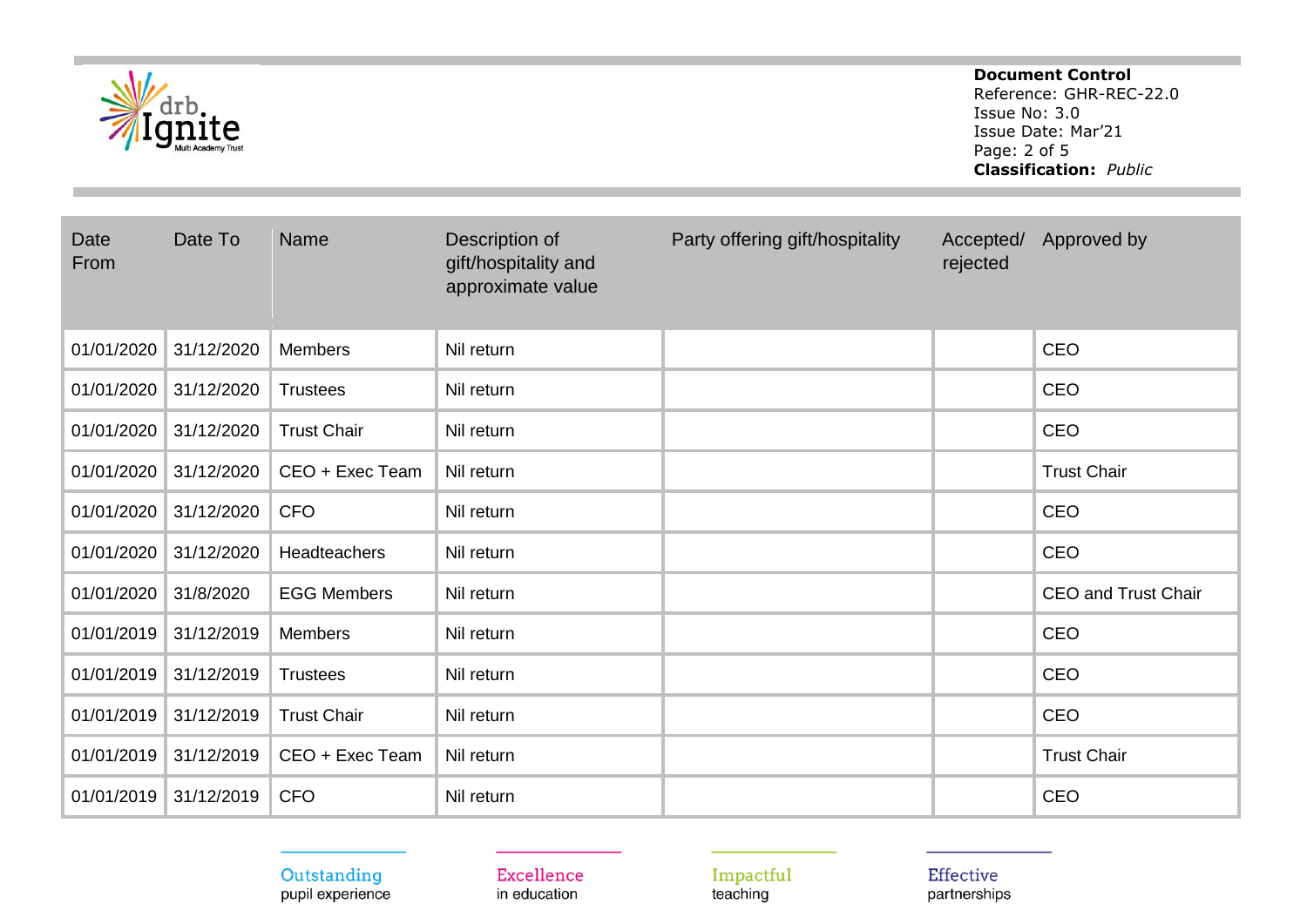| Date From | Date To | Name | Description of gift/hospitality and approximate value | Party offering gift/hospitality | Accepted/ rejected | Approved by |
|---|---|---|---|---|---|---|
| 01/01/2020 | 31/12/2020 | Members | Nil return | | | CEO |
| 01/01/2020 | 31/12/2020 | Trustees | Nil return | | | CEO |
| 01/01/2020 | 31/12/2020 | Trust Chair | Nil return | | | CEO |
| 01/01/2020 | 31/12/2020 | CEO + Exec Team | Nil return | | | Trust Chair |
| 01/01/2020 | 31/12/2020 | CFO | Nil return | | | CEO |
| 01/01/2020 | 31/12/2020 | Headteachers | Nil return | | | CEO |
| 01/01/2020 | 31/8/2020 | EGG Members | Nil return | | | CEO and Trust Chair |
| 01/01/2019 | 31/12/2019 | Members | Nil return | | | CEO |
| 01/01/2019 | 31/12/2019 | Trustees | Nil return | | | CEO |
| 01/01/2019 | 31/12/2019 | Trust Chair | Nil return | | | CEO |
| 01/01/2019 | 31/12/2019 | CEO + Exec Team | Nil return | | | Trust Chair |
| 01/01/2019 | 31/12/2019 | CFO | Nil return | | | CEO |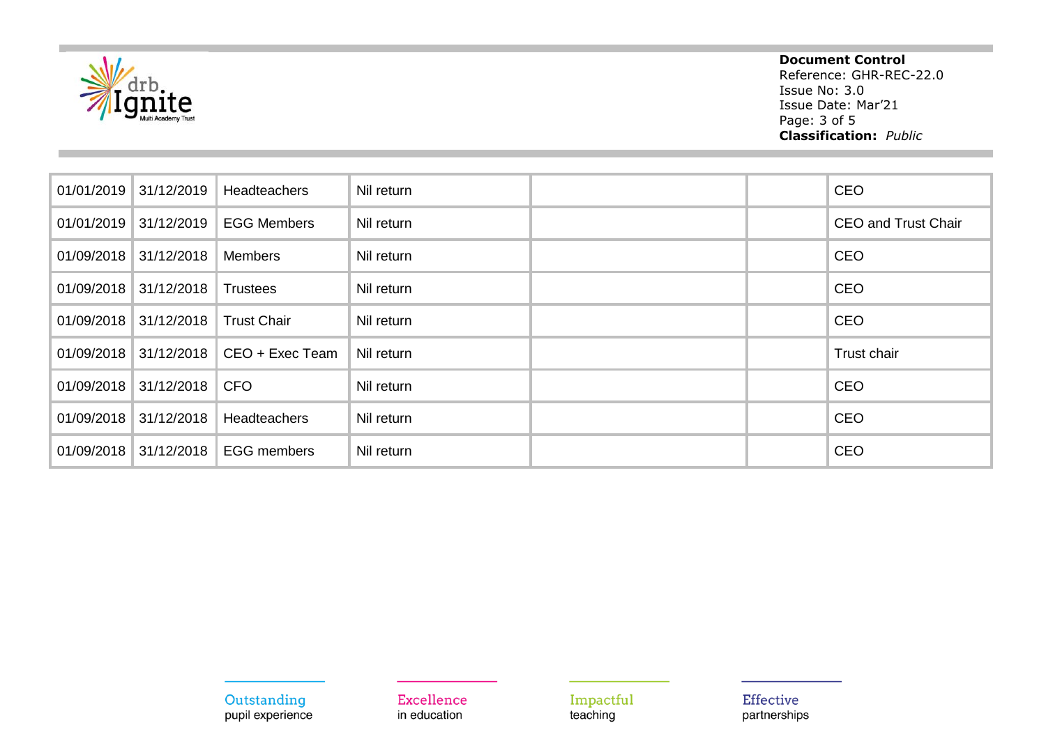| | | | | | | |
|---|---|---|---|---|---|---|
| 01/01/2019 | 31/12/2019 | Headteachers | Nil return | | | CEO |
| 01/01/2019 | 31/12/2019 | EGG Members | Nil return | | | CEO and Trust Chair |
| 01/09/2018 | 31/12/2018 | Members | Nil return | | | CEO |
| 01/09/2018 | 31/12/2018 | Trustees | Nil return | | | CEO |
| 01/09/2018 | 31/12/2018 | Trust Chair | Nil return | | | CEO |
| 01/09/2018 | 31/12/2018 | CEO + Exec Team | Nil return | | | Trust chair |
| 01/09/2018 | 31/12/2018 | CFO | Nil return | | | CEO |
| 01/09/2018 | 31/12/2018 | Headteachers | Nil return | | | CEO |
| 01/09/2018 | 31/12/2018 | EGG members | Nil return | | | CEO |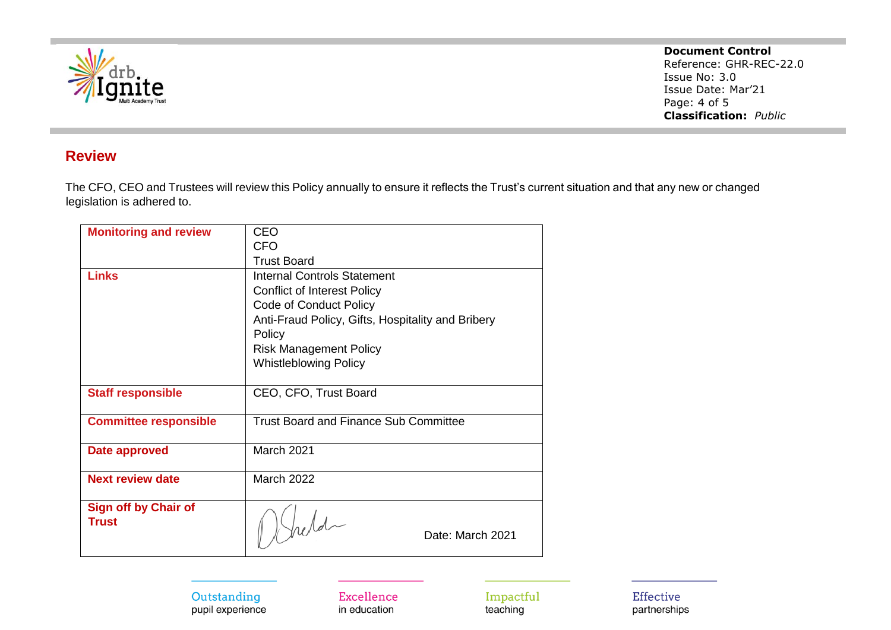## Review

The CFO, CEO and Trustees will review this Policy annually to ensure it reflects the Trust's current situation and that any new or changed legislation is adhered to.

| | |
|---|---|
| **Monitoring and review** | CEO<br>CFO<br>Trust Board |
| **Links** | Internal Controls Statement<br>Conflict of Interest Policy<br>Code of Conduct Policy<br>Anti-Fraud Policy, Gifts, Hospitality and Bribery Policy<br>Risk Management Policy<br>Whistleblowing Policy |
| **Staff responsible** | CEO, CFO, Trust Board |
| **Committee responsible** | Trust Board and Finance Sub Committee |
| **Date approved** | March 2021 |
| **Next review date** | March 2022 |
| **Sign off by Chair of Trust** | D Shelton Date: March 2021 |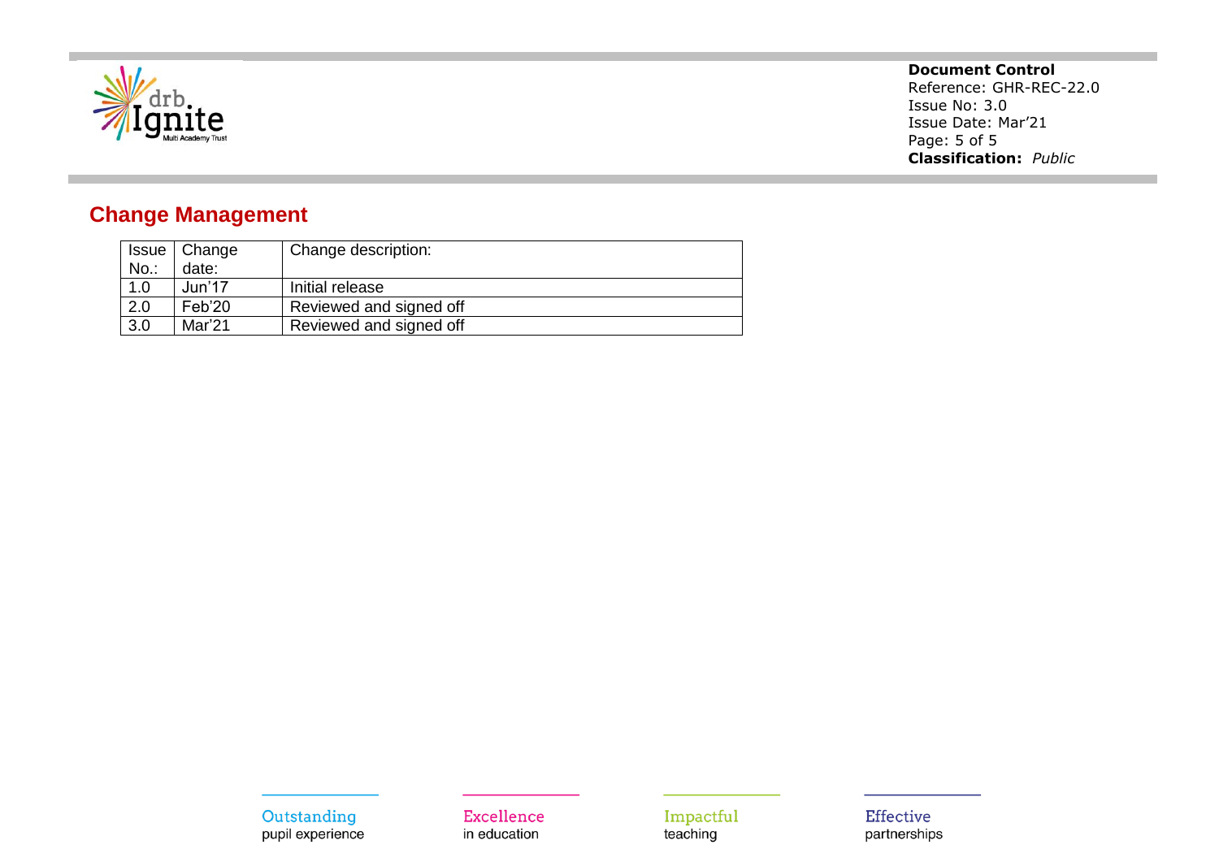## Change Management

| Issue No.: | Change date: | Change description: |
| --- | --- | --- |
| 1.0 | Jun'17 | Initial release |
| 2.0 | Feb'20 | Reviewed and signed off |
| 3.0 | Mar'21 | Reviewed and signed off |